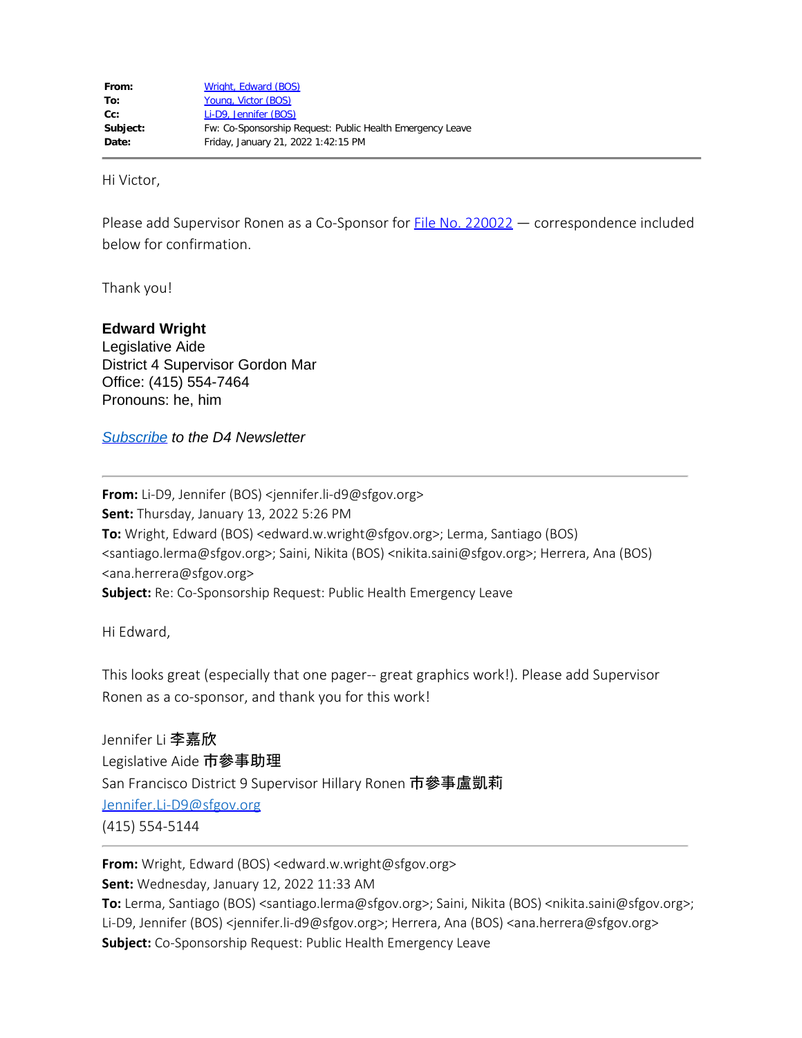| | |
|---|---|
| **From:** | Wright, Edward (BOS) |
| **To:** | Young, Victor (BOS) |
| **Cc:** | Li-D9, Jennifer (BOS) |
| **Subject:** | Fw: Co-Sponsorship Request: Public Health Emergency Leave |
| **Date:** | Friday, January 21, 2022 1:42:15 PM |

---

Hi Victor,

Please add Supervisor Ronen as a Co-Sponsor for File No. 220022 — correspondence included below for confirmation.

Thank you!

**Edward Wright**
Legislative Aide
District 4 Supervisor Gordon Mar
Office: (415) 554-7464
Pronouns: he, him

*Subscribe to the D4 Newsletter*

---

**From:** Li-D9, Jennifer (BOS) <jennifer.li-d9@sfgov.org>
**Sent:** Thursday, January 13, 2022 5:26 PM
**To:** Wright, Edward (BOS) <edward.w.wright@sfgov.org>; Lerma, Santiago (BOS) <santiago.lerma@sfgov.org>; Saini, Nikita (BOS) <nikita.saini@sfgov.org>; Herrera, Ana (BOS) <ana.herrera@sfgov.org>
**Subject:** Re: Co-Sponsorship Request: Public Health Emergency Leave

Hi Edward,

This looks great (especially that one pager-- great graphics work!). Please add Supervisor Ronen as a co-sponsor, and thank you for this work!

Jennifer Li **李嘉欣**
Legislative Aide **市參事助理**
San Francisco District 9 Supervisor Hillary Ronen **市參事盧凱莉**
Jennifer.Li-D9@sfgov.org
(415) 554-5144

---

**From:** Wright, Edward (BOS) <edward.w.wright@sfgov.org>
**Sent:** Wednesday, January 12, 2022 11:33 AM
**To:** Lerma, Santiago (BOS) <santiago.lerma@sfgov.org>; Saini, Nikita (BOS) <nikita.saini@sfgov.org>; Li-D9, Jennifer (BOS) <jennifer.li-d9@sfgov.org>; Herrera, Ana (BOS) <ana.herrera@sfgov.org>
**Subject:** Co-Sponsorship Request: Public Health Emergency Leave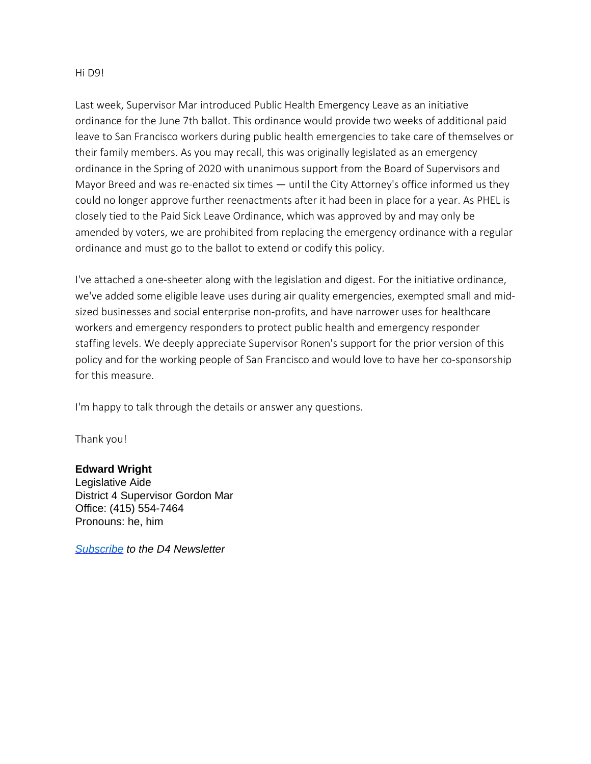Hi D9!

Last week, Supervisor Mar introduced Public Health Emergency Leave as an initiative ordinance for the June 7th ballot. This ordinance would provide two weeks of additional paid leave to San Francisco workers during public health emergencies to take care of themselves or their family members. As you may recall, this was originally legislated as an emergency ordinance in the Spring of 2020 with unanimous support from the Board of Supervisors and Mayor Breed and was re-enacted six times — until the City Attorney's office informed us they could no longer approve further reenactments after it had been in place for a year. As PHEL is closely tied to the Paid Sick Leave Ordinance, which was approved by and may only be amended by voters, we are prohibited from replacing the emergency ordinance with a regular ordinance and must go to the ballot to extend or codify this policy.

I've attached a one-sheeter along with the legislation and digest. For the initiative ordinance, we've added some eligible leave uses during air quality emergencies, exempted small and mid-sized businesses and social enterprise non-profits, and have narrower uses for healthcare workers and emergency responders to protect public health and emergency responder staffing levels. We deeply appreciate Supervisor Ronen's support for the prior version of this policy and for the working people of San Francisco and would love to have her co-sponsorship for this measure.

I'm happy to talk through the details or answer any questions.

Thank you!

**Edward Wright**
Legislative Aide
District 4 Supervisor Gordon Mar
Office: (415) 554-7464
Pronouns: he, him

*Subscribe to the D4 Newsletter*